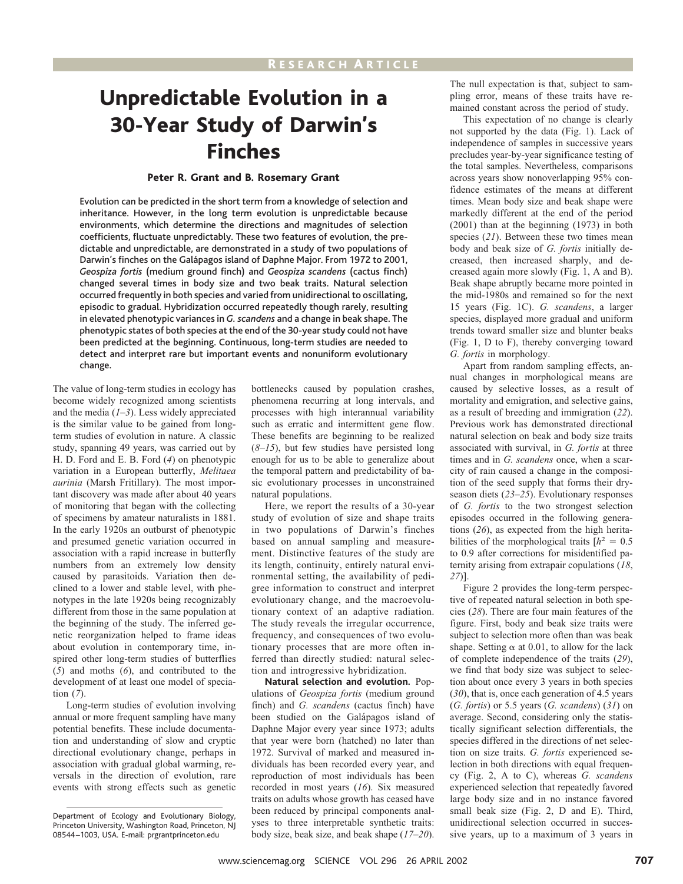RESEARCH ARTICLE

# Unpredictable Evolution in a 30-Year Study of Darwin's Finches

**Peter R. Grant and B. Rosemary Grant**

**Evolution can be predicted in the short term from a knowledge of selection and inheritance. However, in the long term evolution is unpredictable because environments, which determine the directions and magnitudes of selection coefficients, fluctuate unpredictably. These two features of evolution, the predictable and unpredictable, are demonstrated in a study of two populations of Darwin's finches on the Galápagos island of Daphne Major. From 1972 to 2001, *Geospiza fortis* (medium ground finch) and *Geospiza scandens* (cactus finch) changed several times in body size and two beak traits. Natural selection occurred frequently in both species and varied from unidirectional to oscillating, episodic to gradual. Hybridization occurred repeatedly though rarely, resulting in elevated phenotypic variances in *G. scandens* and a change in beak shape. The phenotypic states of both species at the end of the 30-year study could not have been predicted at the beginning. Continuous, long-term studies are needed to detect and interpret rare but important events and nonuniform evolutionary change.**

The value of long-term studies in ecology has become widely recognized among scientists and the media (*1–3*). Less widely appreciated is the similar value to be gained from long-term studies of evolution in nature. A classic study, spanning 49 years, was carried out by H. D. Ford and E. B. Ford (*4*) on phenotypic variation in a European butterfly, *Melitaea aurinia* (Marsh Fritillary). The most important discovery was made after about 40 years of monitoring that began with the collecting of specimens by amateur naturalists in 1881. In the early 1920s an outburst of phenotypic and presumed genetic variation occurred in association with a rapid increase in butterfly numbers from an extremely low density caused by parasitoids. Variation then declined to a lower and stable level, with phenotypes in the late 1920s being recognizably different from those in the same population at the beginning of the study. The inferred genetic reorganization helped to frame ideas about evolution in contemporary time, inspired other long-term studies of butterflies (*5*) and moths (*6*), and contributed to the development of at least one model of speciation (*7*).

Long-term studies of evolution involving annual or more frequent sampling have many potential benefits. These include documentation and understanding of slow and cryptic directional evolutionary change, perhaps in association with gradual global warming, reversals in the direction of evolution, rare events with strong effects such as genetic bottlenecks caused by population crashes, phenomena recurring at long intervals, and processes with high interannual variability such as erratic and intermittent gene flow. These benefits are beginning to be realized (*8–15*), but few studies have persisted long enough for us to be able to generalize about the temporal pattern and predictability of basic evolutionary processes in unconstrained natural populations.

Here, we report the results of a 30-year study of evolution of size and shape traits in two populations of Darwin's finches based on annual sampling and measurement. Distinctive features of the study are its length, continuity, entirely natural environmental setting, the availability of pedigree information to construct and interpret evolutionary change, and the macroevolutionary context of an adaptive radiation. The study reveals the irregular occurrence, frequency, and consequences of two evolutionary processes that are more often inferred than directly studied: natural selection and introgressive hybridization.

**Natural selection and evolution.** Populations of *Geospiza fortis* (medium ground finch) and *G. scandens* (cactus finch) have been studied on the Galápagos island of Daphne Major every year since 1973; adults that year were born (hatched) no later than 1972. Survival of marked and measured individuals has been recorded every year, and reproduction of most individuals has been recorded in most years (*16*). Six measured traits on adults whose growth has ceased have been reduced by principal components analyses to three interpretable synthetic traits: body size, beak size, and beak shape (*17–20*). The null expectation is that, subject to sampling error, means of these traits have remained constant across the period of study.

This expectation of no change is clearly not supported by the data (Fig. 1). Lack of independence of samples in successive years precludes year-by-year significance testing of the total samples. Nevertheless, comparisons across years show nonoverlapping 95% confidence estimates of the means at different times. Mean body size and beak shape were markedly different at the end of the period (2001) than at the beginning (1973) in both species (*21*). Between these two times mean body and beak size of *G. fortis* initially decreased, then increased sharply, and decreased again more slowly (Fig. 1, A and B). Beak shape abruptly became more pointed in the mid-1980s and remained so for the next 15 years (Fig. 1C). *G. scandens*, a larger species, displayed more gradual and uniform trends toward smaller size and blunter beaks (Fig. 1, D to F), thereby converging toward *G. fortis* in morphology.

Apart from random sampling effects, annual changes in morphological means are caused by selective losses, as a result of mortality and emigration, and selective gains, as a result of breeding and immigration (*22*). Previous work has demonstrated directional natural selection on beak and body size traits associated with survival, in *G. fortis* at three times and in *G. scandens* once, when a scarcity of rain caused a change in the composition of the seed supply that forms their dry-season diets (*23–25*). Evolutionary responses of *G. fortis* to the two strongest selection episodes occurred in the following generations (*26*), as expected from the high heritabilities of the morphological traits [$h^2$ = 0.5 to 0.9 after corrections for misidentified paternity arising from extrapair copulations (*18*, *27*)].

Figure 2 provides the long-term perspective of repeated natural selection in both species (*28*). There are four main features of the figure. First, body and beak size traits were subject to selection more often than was beak shape. Setting $\alpha$ at 0.01, to allow for the lack of complete independence of the traits (*29*), we find that body size was subject to selection about once every 3 years in both species (*30*), that is, once each generation of 4.5 years (*G. fortis*) or 5.5 years (*G. scandens*) (*31*) on average. Second, considering only the statistically significant selection differentials, the species differed in the directions of net selection on size traits. *G. fortis* experienced selection in both directions with equal frequency (Fig. 2, A to C), whereas *G. scandens* experienced selection that repeatedly favored large body size and in no instance favored small beak size (Fig. 2, D and E). Third, unidirectional selection occurred in successive years, up to a maximum of 3 years in

Department of Ecology and Evolutionary Biology, Princeton University, Washington Road, Princeton, NJ 08544–1003, USA. E-mail: prgrantprinceton.edu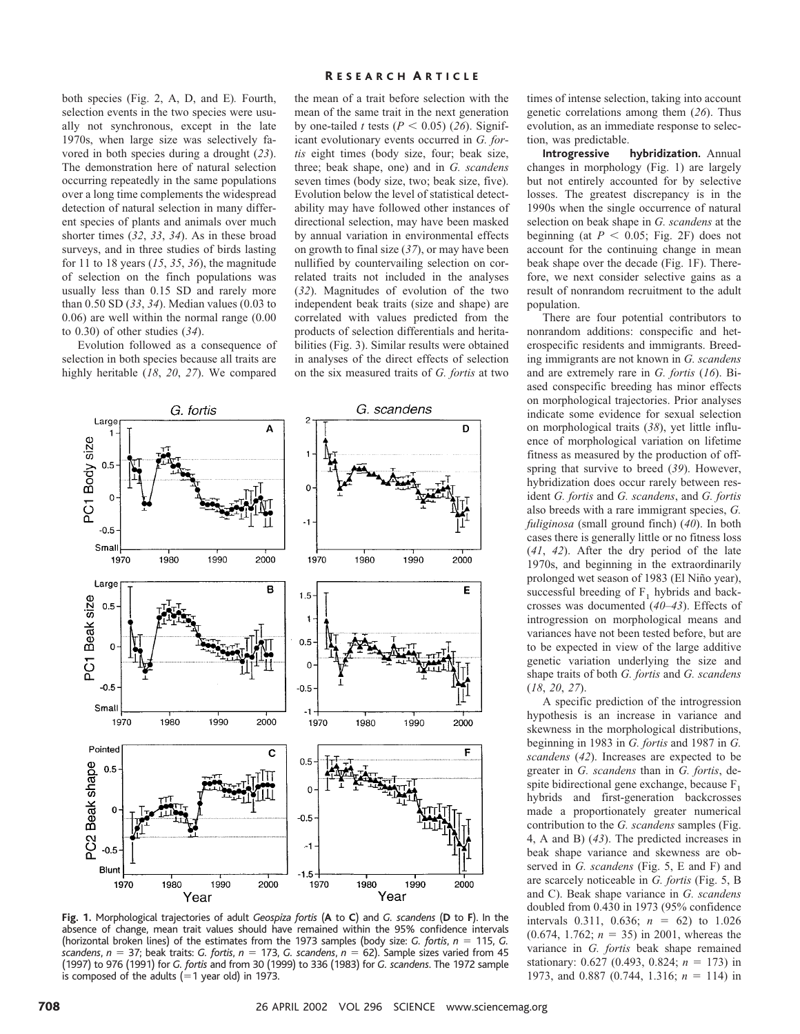both species (Fig. 2, A, D, and E). Fourth, selection events in the two species were usually not synchronous, except in the late 1970s, when large size was selectively favored in both species during a drought (*23*). The demonstration here of natural selection occurring repeatedly in the same populations over a long time complements the widespread detection of natural selection in many different species of plants and animals over much shorter times (*32*, *33*, *34*). As in these broad surveys, and in three studies of birds lasting for 11 to 18 years (*15*, *35*, *36*), the magnitude of selection on the finch populations was usually less than 0.15 SD and rarely more than 0.50 SD (*33*, *34*). Median values (0.03 to 0.06) are well within the normal range (0.00 to 0.30) of other studies (*34*).

Evolution followed as a consequence of selection in both species because all traits are highly heritable (*18*, *20*, *27*). We compared the mean of a trait before selection with the mean of the same trait in the next generation by one-tailed *t* tests ($P < 0.05$) (*26*). Significant evolutionary events occurred in *G. fortis* eight times (body size, four; beak size, three; beak shape, one) and in *G. scandens* seven times (body size, two; beak size, five). Evolution below the level of statistical detectability may have followed other instances of directional selection, may have been masked by annual variation in environmental effects on growth to final size (*37*), or may have been nullified by countervailing selection on correlated traits not included in the analyses (*32*). Magnitudes of evolution of the two independent beak traits (size and shape) are correlated with values predicted from the products of selection differentials and heritabilities (Fig. 3). Similar results were obtained in analyses of the direct effects of selection on the six measured traits of *G. fortis* at two times of intense selection, taking into account genetic correlations among them (*26*). Thus evolution, as an immediate response to selection, was predictable.

**Introgressive hybridization.** Annual changes in morphology (Fig. 1) are largely but not entirely accounted for by selective losses. The greatest discrepancy is in the 1990s when the single occurrence of natural selection on beak shape in *G. scandens* at the beginning (at $P < 0.05$; Fig. 2F) does not account for the continuing change in mean beak shape over the decade (Fig. 1F). Therefore, we next consider selective gains as a result of nonrandom recruitment to the adult population.

There are four potential contributors to nonrandom additions: conspecific and heterospecific residents and immigrants. Breeding immigrants are not known in *G. scandens* and are extremely rare in *G. fortis* (*16*). Biased conspecific breeding has minor effects on morphological trajectories. Prior analyses indicate some evidence for sexual selection on morphological traits (*38*), yet little influence of morphological variation on lifetime fitness as measured by the production of offspring that survive to breed (*39*). However, hybridization does occur rarely between resident *G. fortis* and *G. scandens*, and *G. fortis* also breeds with a rare immigrant species, *G. fuliginosa* (small ground finch) (*40*). In both cases there is generally little or no fitness loss (*41*, *42*). After the dry period of the late 1970s, and beginning in the extraordinarily prolonged wet season of 1983 (El Niño year), successful breeding of $F_1$ hybrids and backcrosses was documented (*40*–*43*). Effects of introgression on morphological means and variances have not been tested before, but are to be expected in view of the large additive genetic variation underlying the size and shape traits of both *G. fortis* and *G. scandens* (*18*, *20*, *27*).

A specific prediction of the introgression hypothesis is an increase in variance and skewness in the morphological distributions, beginning in 1983 in *G. fortis* and 1987 in *G. scandens* (*42*). Increases are expected to be greater in *G. scandens* than in *G. fortis*, despite bidirectional gene exchange, because $F_1$ hybrids and first-generation backcrosses made a proportionately greater numerical contribution to the *G. scandens* samples (Fig. 4, A and B) (*43*). The predicted increases in beak shape variance and skewness are observed in *G. scandens* (Fig. 5, E and F) and are scarcely noticeable in *G. fortis* (Fig. 5, B and C). Beak shape variance in *G. scandens* doubled from 0.430 in 1973 (95% confidence intervals 0.311, 0.636; $n = 62$) to 1.026 (0.674, 1.762; $n = 35$) in 2001, whereas the variance in *G. fortis* beak shape remained stationary: 0.627 (0.493, 0.824; $n = 173$) in 1973, and 0.887 (0.744, 1.316; $n = 114$) in

**Fig. 1.** Morphological trajectories of adult *Geospiza fortis* (**A** to **C**) and *G. scandens* (**D** to **F**). In the absence of change, mean trait values should have remained within the 95% confidence intervals (horizontal broken lines) of the estimates from the 1973 samples (body size: *G. fortis*, $n = 115$, *G. scandens*, $n = 37$; beak traits: *G. fortis*, $n = 173$, *G. scandens*, $n = 62$). Sample sizes varied from 45 (1997) to 976 (1991) for *G. fortis* and from 30 (1999) to 336 (1983) for *G. scandens*. The 1972 sample is composed of the adults (=1 year old) in 1973.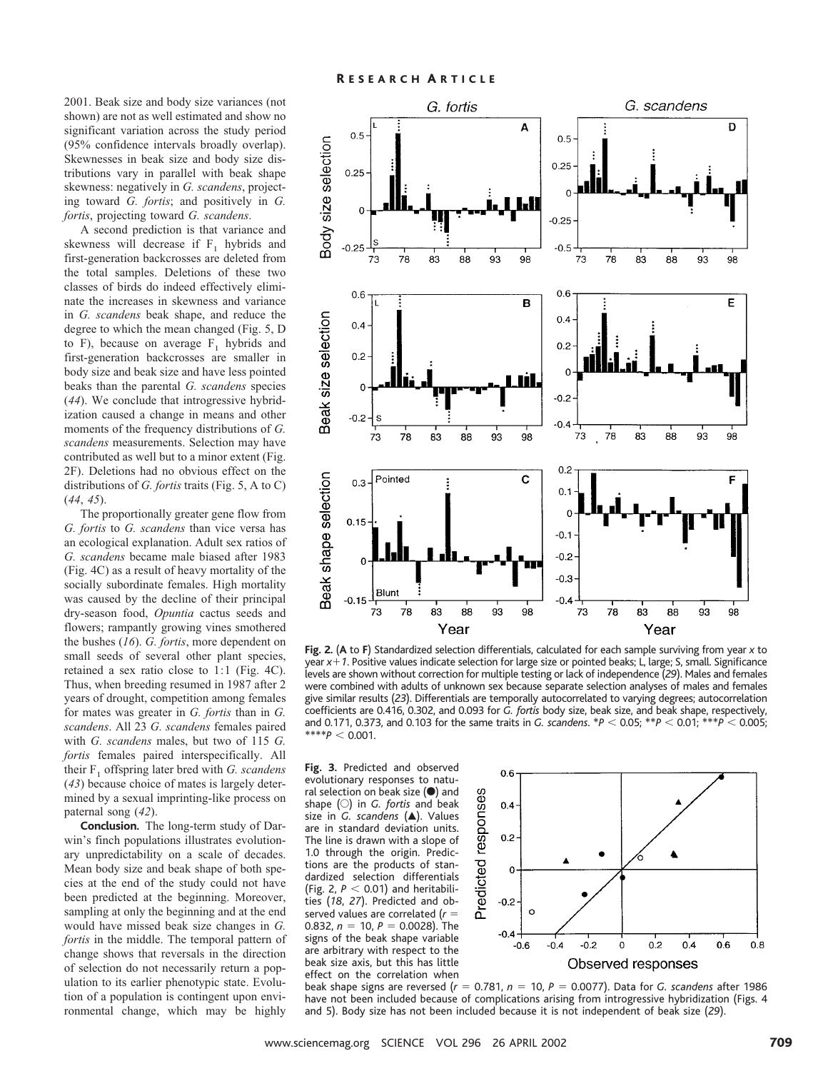2001. Beak size and body size variances (not shown) are not as well estimated and show no significant variation across the study period (95% confidence intervals broadly overlap). Skewnesses in beak size and body size distributions vary in parallel with beak shape skewness: negatively in *G. scandens*, projecting toward *G. fortis*; and positively in *G. fortis*, projecting toward *G. scandens*.

A second prediction is that variance and skewness will decrease if $F_1$ hybrids and first-generation backcrosses are deleted from the total samples. Deletions of these two classes of birds do indeed effectively eliminate the increases in skewness and variance in *G. scandens* beak shape, and reduce the degree to which the mean changed (Fig. 5, D to F), because on average $F_1$ hybrids and first-generation backcrosses are smaller in body size and beak size and have less pointed beaks than the parental *G. scandens* species (*44*). We conclude that introgressive hybridization caused a change in means and other moments of the frequency distributions of *G. scandens* measurements. Selection may have contributed as well but to a minor extent (Fig. 2F). Deletions had no obvious effect on the distributions of *G. fortis* traits (Fig. 5, A to C) (*44*, *45*).

The proportionally greater gene flow from *G. fortis* to *G. scandens* than vice versa has an ecological explanation. Adult sex ratios of *G. scandens* became male biased after 1983 (Fig. 4C) as a result of heavy mortality of the socially subordinate females. High mortality was caused by the decline of their principal dry-season food, *Opuntia* cactus seeds and flowers; rampantly growing vines smothered the bushes (*16*). *G. fortis*, more dependent on small seeds of several other plant species, retained a sex ratio close to 1:1 (Fig. 4C). Thus, when breeding resumed in 1987 after 2 years of drought, competition among females for mates was greater in *G. fortis* than in *G. scandens*. All 23 *G. scandens* females paired with *G. scandens* males, but two of 115 *G. fortis* females paired interspecifically. All their $F_1$ offspring later bred with *G. scandens* (*43*) because choice of mates is largely determined by a sexual imprinting-like process on paternal song (*42*).

**Conclusion.** The long-term study of Darwin's finch populations illustrates evolutionary unpredictability on a scale of decades. Mean body size and beak shape of both species at the end of the study could not have been predicted at the beginning. Moreover, sampling at only the beginning and at the end would have missed beak size changes in *G. fortis* in the middle. The temporal pattern of change shows that reversals in the direction of selection do not necessarily return a population to its earlier phenotypic state. Evolution of a population is contingent upon environmental change, which may be highly

**Fig. 2.** (**A** to **F**) Standardized selection differentials, calculated for each sample surviving from year *x* to year *x*+*1*. Positive values indicate selection for large size or pointed beaks; L, large; S, small. Significance levels are shown without correction for multiple testing or lack of independence (*29*). Males and females were combined with adults of unknown sex because separate selection analyses of males and females give similar results (*23*). Differentials are temporally autocorrelated to varying degrees; autocorrelation coefficients are 0.416, 0.302, and 0.093 for *G. fortis* body size, beak size, and beak shape, respectively, and 0.171, 0.373, and 0.103 for the same traits in *G. scandens*. $^{*}P < 0.05$; $^{**}P < 0.01$; $^{***}P < 0.005$; $^{****}P < 0.001$.

**Fig. 3.** Predicted and observed evolutionary responses to natural selection on beak size (●) and shape (○) in *G. fortis* and beak size in *G. scandens* (▲). Values are in standard deviation units. The line is drawn with a slope of 1.0 through the origin. Predictions are the products of standardized selection differentials (Fig. 2, $P < 0.01$) and heritabilities (*18*, *27*). Predicted and observed values are correlated ($r = 0.832$, $n = 10$, $P = 0.0028$). The signs of the beak shape variable are arbitrary with respect to the beak size axis, but this has little effect on the correlation when beak shape signs are reversed ($r = 0.781$, $n = 10$, $P = 0.0077$). Data for *G. scandens* after 1986 have not been included because of complications arising from introgressive hybridization (Figs. 4 and 5). Body size has not been included because it is not independent of beak size (*29*).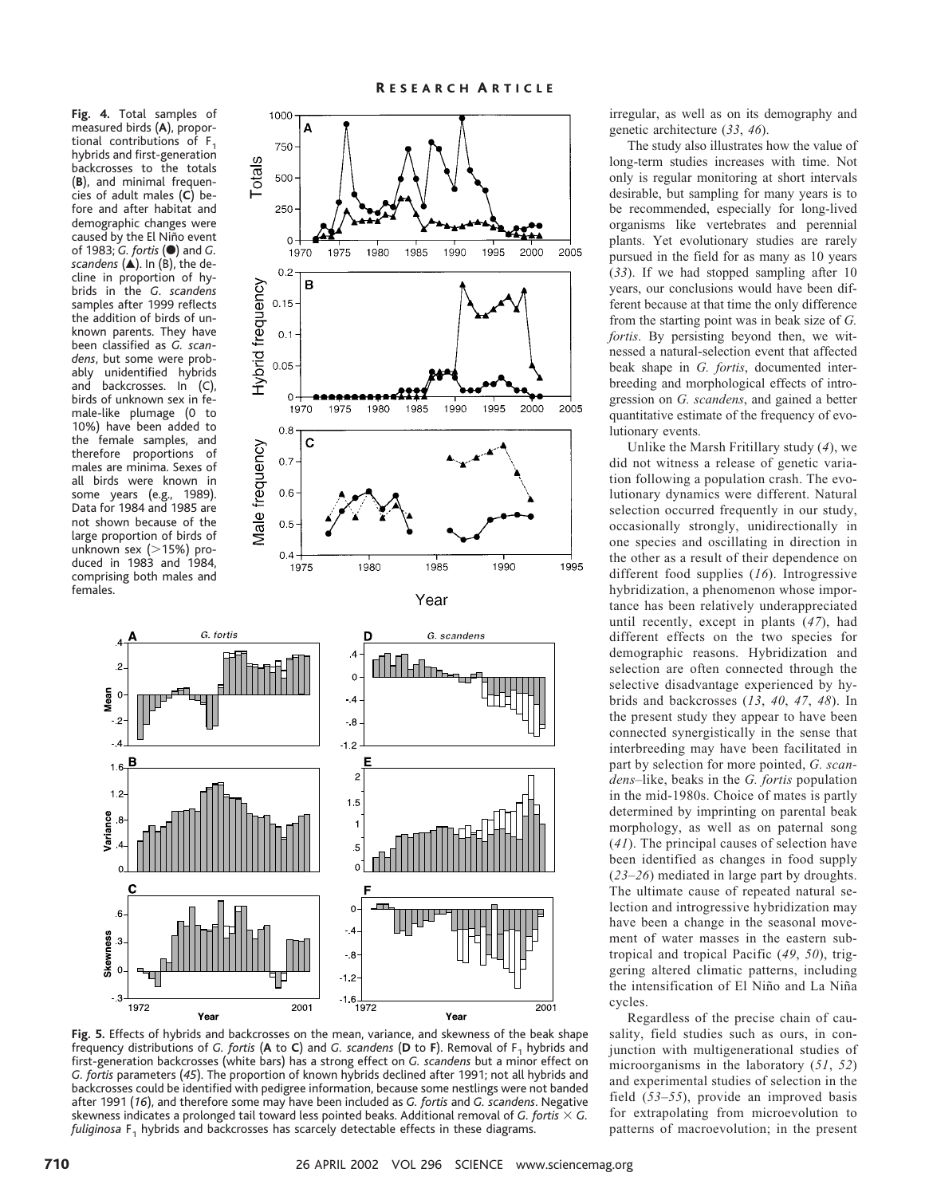**Fig. 4.** Total samples of measured birds (**A**), proportional contributions of $F_1$ hybrids and first-generation backcrosses to the totals (**B**), and minimal frequencies of adult males (**C**) before and after habitat and demographic changes were caused by the El Niño event of 1983; *G. fortis* (●) and *G. scandens* (▲). In (B), the decline in proportion of hybrids in the *G. scandens* samples after 1999 reflects the addition of birds of unknown parents. They have been classified as *G. scandens*, but some were probably unidentified hybrids and backcrosses. In (C), birds of unknown sex in female-like plumage (0 to 10%) have been added to the female samples, and therefore proportions of males are minima. Sexes of all birds were known in some years (e.g., 1989). Data for 1984 and 1985 are not shown because of the large proportion of birds of unknown sex (>15%) produced in 1983 and 1984, comprising both males and females.

**Fig. 5.** Effects of hybrids and backcrosses on the mean, variance, and skewness of the beak shape frequency distributions of *G. fortis* (**A** to **C**) and *G. scandens* (**D** to **F**). Removal of $F_1$ hybrids and first-generation backcrosses (white bars) has a strong effect on *G. scandens* but a minor effect on *G. fortis* parameters (*45*). The proportion of known hybrids declined after 1991; not all hybrids and backcrosses could be identified with pedigree information, because some nestlings were not banded after 1991 (*16*), and therefore some may have been included as *G. fortis* and *G. scandens*. Negative skewness indicates a prolonged tail toward less pointed beaks. Additional removal of *G. fortis* × *G. fuliginosa* $F_1$ hybrids and backcrosses has scarcely detectable effects in these diagrams.

irregular, as well as on its demography and genetic architecture (*33*, *46*).

The study also illustrates how the value of long-term studies increases with time. Not only is regular monitoring at short intervals desirable, but sampling for many years is to be recommended, especially for long-lived organisms like vertebrates and perennial plants. Yet evolutionary studies are rarely pursued in the field for as many as 10 years (*33*). If we had stopped sampling after 10 years, our conclusions would have been different because at that time the only difference from the starting point was in beak size of *G. fortis*. By persisting beyond then, we witnessed a natural-selection event that affected beak shape in *G. fortis*, documented interbreeding and morphological effects of introgression on *G. scandens*, and gained a better quantitative estimate of the frequency of evolutionary events.

Unlike the Marsh Fritillary study (*4*), we did not witness a release of genetic variation following a population crash. The evolutionary dynamics were different. Natural selection occurred frequently in our study, occasionally strongly, unidirectionally in one species and oscillating in direction in the other as a result of their dependence on different food supplies (*16*). Introgressive hybridization, a phenomenon whose importance has been relatively underappreciated until recently, except in plants (*47*), had different effects on the two species for demographic reasons. Hybridization and selection are often connected through the selective disadvantage experienced by hybrids and backcrosses (*13*, *40*, *47*, *48*). In the present study they appear to have been connected synergistically in the sense that interbreeding may have been facilitated in part by selection for more pointed, *G. scandens*–like, beaks in the *G. fortis* population in the mid-1980s. Choice of mates is partly determined by imprinting on parental beak morphology, as well as on paternal song (*41*). The principal causes of selection have been identified as changes in food supply (*23*–*26*) mediated in large part by droughts. The ultimate cause of repeated natural selection and introgressive hybridization may have been a change in the seasonal movement of water masses in the eastern subtropical and tropical Pacific (*49*, *50*), triggering altered climatic patterns, including the intensification of El Niño and La Niña cycles.

Regardless of the precise chain of causality, field studies such as ours, in conjunction with multigenerational studies of microorganisms in the laboratory (*51*, *52*) and experimental studies of selection in the field (*53*–*55*), provide an improved basis for extrapolating from microevolution to patterns of macroevolution; in the present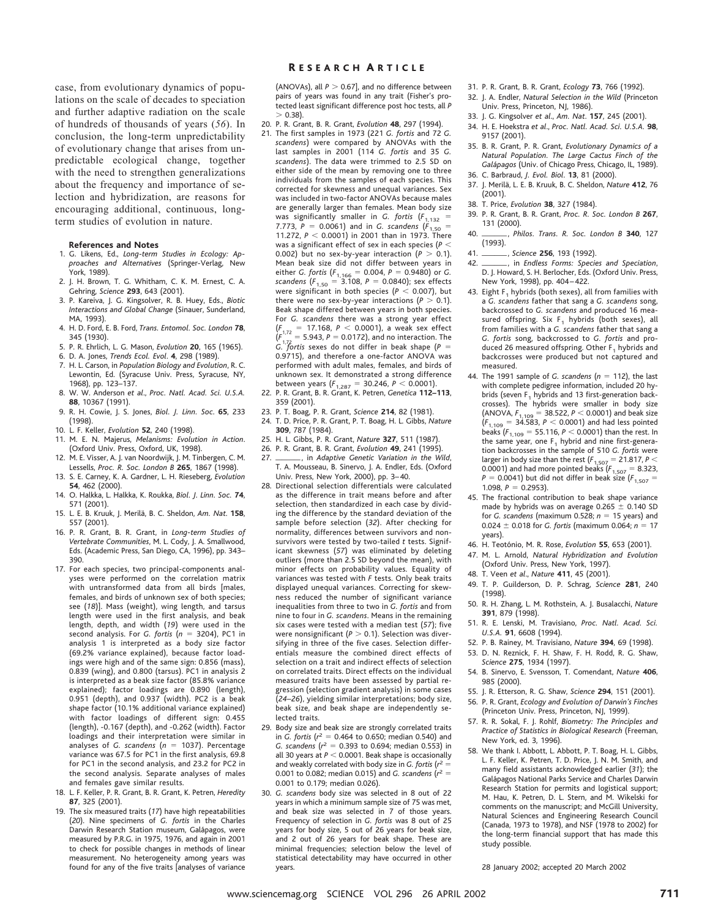case, from evolutionary dynamics of populations on the scale of decades to speciation and further adaptive radiation on the scale of hundreds of thousands of years (*56*). In conclusion, the long-term unpredictability of evolutionary change that arises from unpredictable ecological change, together with the need to strengthen generalizations about the frequency and importance of selection and hybridization, are reasons for encouraging additional, continuous, long-term studies of evolution in nature.

#### References and Notes

1. G. Likens, Ed., *Long-term Studies in Ecology: Approaches and Alternatives* (Springer-Verlag, New York, 1989).
2. J. H. Brown, T. G. Whitham, C. K. M. Ernest, C. A. Gehring, *Science* **293**, 643 (2001).
3. P. Kareiva, J. G. Kingsolver, R. B. Huey, Eds., *Biotic Interactions and Global Change* (Sinauer, Sunderland, MA, 1993).
4. H. D. Ford, E. B. Ford, *Trans. Entomol. Soc. London* **78**, 345 (1930).
5. P. R. Ehrlich, L. G. Mason, *Evolution* **20**, 165 (1965).
6. D. A. Jones, *Trends Ecol. Evol.* **4**, 298 (1989).
7. H. L. Carson, in *Population Biology and Evolution*, R. C. Lewontin, Ed. (Syracuse Univ. Press, Syracuse, NY, 1968), pp. 123–137.
8. W. W. Anderson *et al.*, *Proc. Natl. Acad. Sci. U.S.A.* **88**, 10367 (1991).
9. R. H. Cowie, J. S. Jones, *Biol. J. Linn. Soc.* **65**, 233 (1998).
10. L. F. Keller, *Evolution* **52**, 240 (1998).
11. M. E. N. Majerus, *Melanisms: Evolution in Action*. (Oxford Univ. Press, Oxford, UK, 1998).
12. M. E. Visser, A. J. van Noordwijk, J. M. Tinbergen, C. M. Lessells, *Proc. R. Soc. London B* **265**, 1867 (1998).
13. S. E. Carney, K. A. Gardner, L. H. Rieseberg, *Evolution* **54**, 462 (2000).
14. O. Halkka, L. Halkka, K. Roukka, *Biol. J. Linn. Soc.* **74**, 571 (2001).
15. L. E. B. Kruuk, J. Merilä, B. C. Sheldon, *Am. Nat.* **158**, 557 (2001).
16. P. R. Grant, B. R. Grant, in *Long-term Studies of Vertebrate Communities*, M. L. Cody, J. A. Smallwood, Eds. (Academic Press, San Diego, CA, 1996), pp. 343–390.
17. For each species, two principal-components analyses were performed on the correlation matrix with untransformed data from all birds [males, females, and birds of unknown sex of both species; see (*18*)]. Mass (weight), wing length, and tarsus length were used in the first analysis, and beak length, depth, and width (*19*) were used in the second analysis. For *G. fortis* ($n$ = 3204), PC1 in analysis 1 is interpreted as a body size factor (69.2% variance explained), because factor loadings were high and of the same sign: 0.856 (mass), 0.839 (wing), and 0.800 (tarsus). PC1 in analysis 2 is interpreted as a beak size factor (85.8% variance explained); factor loadings are 0.890 (length), 0.951 (depth), and 0.937 (width). PC2 is a beak shape factor (10.1% additional variance explained) with factor loadings of different sign: 0.455 (length), -0.167 (depth), and -0.262 (width). Factor loadings and their interpretation were similar in analyses of *G. scandens* ($n$ = 1037). Percentage variance was 67.5 for PC1 in the first analysis, 69.8 for PC1 in the second analysis, and 23.2 for PC2 in the second analysis. Separate analyses of males and females gave similar results.
18. L. F. Keller, P. R. Grant, B. R. Grant, K. Petren, *Heredity* **87**, 325 (2001).
19. The six measured traits (*17*) have high repeatabilities (*20*). Nine specimens of *G. fortis* in the Charles Darwin Research Station museum, Galápagos, were measured by P.R.G. in 1975, 1976, and again in 2001 to check for possible changes in methods of linear measurement. No heterogeneity among years was found for any of the five traits [analyses of variance (ANOVAs), all $P > 0.67$], and no difference between pairs of years was found in any trait (Fisher's protected least significant difference post hoc tests, all $P > 0.38$).
20. P. R. Grant, B. R. Grant, *Evolution* **48**, 297 (1994).
21. The first samples in 1973 (221 *G. fortis* and 72 *G. scandens*) were compared by ANOVAs with the last samples in 2001 (114 *G. fortis* and 35 *G. scandens*). The data were trimmed to 2.5 SD on either side of the mean by removing one to three individuals from the samples of each species. This corrected for skewness and unequal variances. Sex was included in two-factor ANOVAs because males are generally larger than females. Mean body size was significantly smaller in *G. fortis* ($F_{1,132}$ = 7.773, $P$ = 0.0061) and in *G. scandens* ($F_{1,50}$ = 11.272, $P < 0.0001$) in 2001 than in 1973. There was a significant effect of sex in each species ($P < 0.002$) but no sex-by-year interaction ($P > 0.1$). Mean beak size did not differ between years in either *G. fortis* ($F_{1,166}$ = 0.004, $P$ = 0.9480) or *G. scandens* ($F_{1,50}$ = 3.108, $P$ = 0.0840); sex effects were significant in both species ($P < 0.007$), but there were no sex-by-year interactions ($P > 0.1$). Beak shape differed between years in both species. For *G. scandens* there was a strong year effect ($F_{1,72}$ = 17.168, $P < 0.0001$), a weak sex effect ($F_{1,72}$ = 5.943, $P$ = 0.0172), and no interaction. The *G. fortis* sexes do not differ in beak shape ($P$ = 0.9715), and therefore a one-factor ANOVA was performed with adult males, females, and birds of unknown sex. It demonstrated a strong difference between years ($F_{1,287}$ = 30.246, $P < 0.0001$).
22. P. R. Grant, B. R. Grant, K. Petren, *Genetica* **112–113**, 359 (2001).
23. P. T. Boag, P. R. Grant, *Science* **214**, 82 (1981).
24. T. D. Price, P. R. Grant, P. T. Boag, H. L. Gibbs, *Nature* **309**, 787 (1984).
25. H. L. Gibbs, P. R. Grant, *Nature* **327**, 511 (1987).
26. P. R. Grant, B. R. Grant, *Evolution* **49**, 241 (1995).
27. ———, in *Adaptive Genetic Variation in the Wild*, T. A. Mousseau, B. Sinervo, J. A. Endler, Eds. (Oxford Univ. Press, New York, 2000), pp. 3–40.
28. Directional selection differentials were calculated as the difference in trait means before and after selection, then standardized in each case by dividing the difference by the standard deviation of the sample before selection (*32*). After checking for normality, differences between survivors and nonsurvivors were tested by two-tailed $t$ tests. Significant skewness (*57*) was eliminated by deleting outliers (more than 2.5 SD beyond the mean), with minor effects on probability values. Equality of variances was tested with $F$ tests. Only beak traits displayed unequal variances. Correcting for skewness reduced the number of significant variance inequalities from three to two in *G. fortis* and from nine to four in *G. scandens*. Means in the remaining six cases were tested with a median test (*57*); five were nonsignificant ($P > 0.1$). Selection was diversifying in three of the five cases. Selection differentials measure the combined direct effects of selection on a trait and indirect effects of selection on correlated traits. Direct effects on the individual measured traits have been assessed by partial regression (selection gradient analysis) in some cases (*24–26*), yielding similar interpretations; body size, beak size, and beak shape are independently selected traits.
29. Body size and beak size are strongly correlated traits in *G. fortis* ($r^2$ = 0.464 to 0.650; median 0.540) and *G. scandens* ($r^2$ = 0.393 to 0.694; median 0.553) in all 30 years at $P < 0.0001$. Beak shape is occasionally and weakly correlated with body size in *G. fortis* ($r^2$ = 0.001 to 0.082; median 0.015) and *G. scandens* ($r^2$ = 0.001 to 0.179; median 0.026).
30. *G. scandens* body size was selected in 8 out of 22 years in which a minimum sample size of 75 was met, and beak size was selected in 7 of those years. Frequency of selection in *G. fortis* was 8 out of 25 years for body size, 5 out of 26 years for beak size, and 2 out of 26 years for beak shape. These are minimal frequencies; selection below the level of statistical detectability may have occurred in other years.
31. P. R. Grant, B. R. Grant, *Ecology* **73**, 766 (1992).
32. J. A. Endler, *Natural Selection in the Wild* (Princeton Univ. Press, Princeton, NJ, 1986).
33. J. G. Kingsolver *et al.*, *Am. Nat.* **157**, 245 (2001).
34. H. E. Hoekstra *et al.*, *Proc. Natl. Acad. Sci. U.S.A.* **98**, 9157 (2001).
35. B. R. Grant, P. R. Grant, *Evolutionary Dynamics of a Natural Population. The Large Cactus Finch of the Galápagos* (Univ. of Chicago Press, Chicago, IL, 1989).
36. C. Barbraud, *J. Evol. Biol.* **13**, 81 (2000).
37. J. Merilä, L. E. B. Kruuk, B. C. Sheldon, *Nature* **412**, 76 (2001).
38. T. Price, *Evolution* **38**, 327 (1984).
39. P. R. Grant, B. R. Grant, *Proc. R. Soc. London B* **267**, 131 (2000).
40. ———, *Philos. Trans. R. Soc. London B* **340**, 127 (1993).
41. ———, *Science* **256**, 193 (1992).
42. ———, in *Endless Forms: Species and Speciation*, D. J. Howard, S. H. Berlocher, Eds. (Oxford Univ. Press, New York, 1998), pp. 404–422.
43. Eight $F_1$ hybrids (both sexes), all from families with a *G. scandens* father that sang a *G. scandens* song, backcrossed to *G. scandens* and produced 16 measured offspring. Six $F_1$ hybrids (both sexes), all from families with a *G. scandens* father that sang a *G. fortis* song, backcrossed to *G. fortis* and produced 26 measured offspring. Other $F_1$ hybrids and backcrosses were produced but not captured and measured.
44. The 1991 sample of *G. scandens* ($n$ = 112), the last with complete pedigree information, included 20 hybrids (seven $F_1$ hybrids and 13 first-generation backcrosses). The hybrids were smaller in body size (ANOVA, $F_{1,109}$ = 38.522, $P < 0.0001$) and beak size ($F_{1,109}$ = 34.583, $P < 0.0001$) and had less pointed beaks ($F_{1,109}$ = 55.116, $P < 0.0001$) than the rest. In the same year, one $F_1$ hybrid and nine first-generation backcrosses in the sample of 510 *G. fortis* were larger in body size than the rest ($F_{1,507}$ = 21.817, $P < 0.0001$) and had more pointed beaks ($F_{1,507}$ = 8.323, $P$ = 0.0041) but did not differ in beak size ($F_{1,507}$ = 1.098, $P$ = 0.2953).
45. The fractional contribution to beak shape variance made by hybrids was on average 0.265 ± 0.140 SD for *G. scandens* (maximum 0.528; $n$ = 15 years) and 0.024 ± 0.018 for *G. fortis* (maximum 0.064; $n$ = 17 years).
46. H. Teotónio, M. R. Rose, *Evolution* **55**, 653 (2001).
47. M. L. Arnold, *Natural Hybridization and Evolution* (Oxford Univ. Press, New York, 1997).
48. T. Veen *et al.*, *Nature* **411**, 45 (2001).
49. T. P. Guilderson, D. P. Schrag, *Science* **281**, 240 (1998).
50. R. H. Zhang, L. M. Rothstein, A. J. Busalacchi, *Nature* **391**, 879 (1998).
51. R. E. Lenski, M. Travisiano, *Proc. Natl. Acad. Sci. U.S.A.* **91**, 6608 (1994).
52. P. B. Rainey, M. Travisiano, *Nature* **394**, 69 (1998).
53. D. N. Reznick, F. H. Shaw, F. H. Rodd, R. G. Shaw, *Science* **275**, 1934 (1997).
54. B. Sinervo, E. Svensson, T. Comendant, *Nature* **406**, 985 (2000).
55. J. R. Etterson, R. G. Shaw, *Science* **294**, 151 (2001).
56. P. R. Grant, *Ecology and Evolution of Darwin's Finches* (Princeton Univ. Press, Princeton, NJ, 1999).
57. R. R. Sokal, F. J. Rohlf, *Biometry: The Principles and Practice of Statistics in Biological Research* (Freeman, New York, ed. 3, 1996).
58. We thank I. Abbott, L. Abbott, P. T. Boag, H. L. Gibbs, L. F. Keller, K. Petren, T. D. Price, J. N. M. Smith, and many field assistants acknowledged earlier (*31*); the Galápagos National Parks Service and Charles Darwin Research Station for permits and logistical support; M. Hau, K. Petren, D. L. Stern, and M. Wikelski for comments on the manuscript; and McGill University, Natural Sciences and Engineering Research Council (Canada, 1973 to 1978), and NSF (1978 to 2002) for the long-term financial support that has made this study possible.

28 January 2002; accepted 20 March 2002